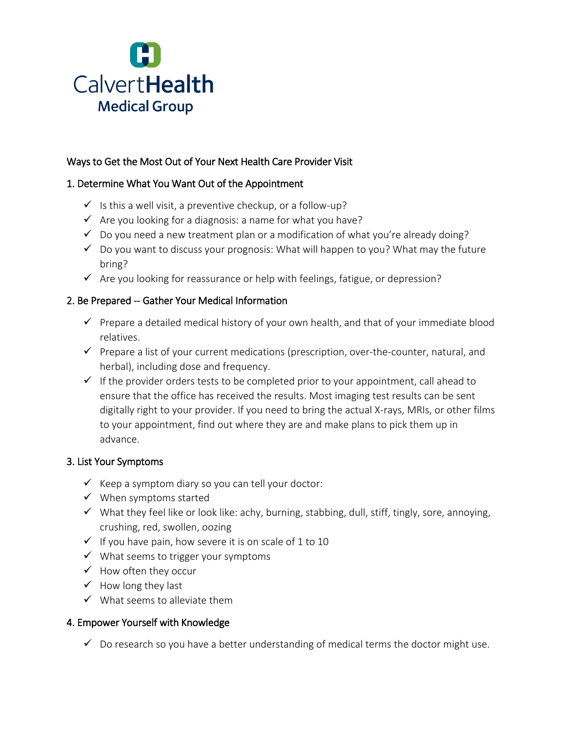CalvertHealth
Medical Group

# Ways to Get the Most Out of Your Next Health Care Provider Visit

## 1. Determine What You Want Out of the Appointment

- ✓ Is this a well visit, a preventive checkup, or a follow-up?
- ✓ Are you looking for a diagnosis: a name for what you have?
- ✓ Do you need a new treatment plan or a modification of what you're already doing?
- ✓ Do you want to discuss your prognosis: What will happen to you? What may the future bring?
- ✓ Are you looking for reassurance or help with feelings, fatigue, or depression?

## 2. Be Prepared -- Gather Your Medical Information

- ✓ Prepare a detailed medical history of your own health, and that of your immediate blood relatives.
- ✓ Prepare a list of your current medications (prescription, over-the-counter, natural, and herbal), including dose and frequency.
- ✓ If the provider orders tests to be completed prior to your appointment, call ahead to ensure that the office has received the results. Most imaging test results can be sent digitally right to your provider. If you need to bring the actual X-rays, MRIs, or other films to your appointment, find out where they are and make plans to pick them up in advance.

## 3. List Your Symptoms

- ✓ Keep a symptom diary so you can tell your doctor:
- ✓ When symptoms started
- ✓ What they feel like or look like: achy, burning, stabbing, dull, stiff, tingly, sore, annoying, crushing, red, swollen, oozing
- ✓ If you have pain, how severe it is on scale of 1 to 10
- ✓ What seems to trigger your symptoms
- ✓ How often they occur
- ✓ How long they last
- ✓ What seems to alleviate them

## 4. Empower Yourself with Knowledge

- ✓ Do research so you have a better understanding of medical terms the doctor might use.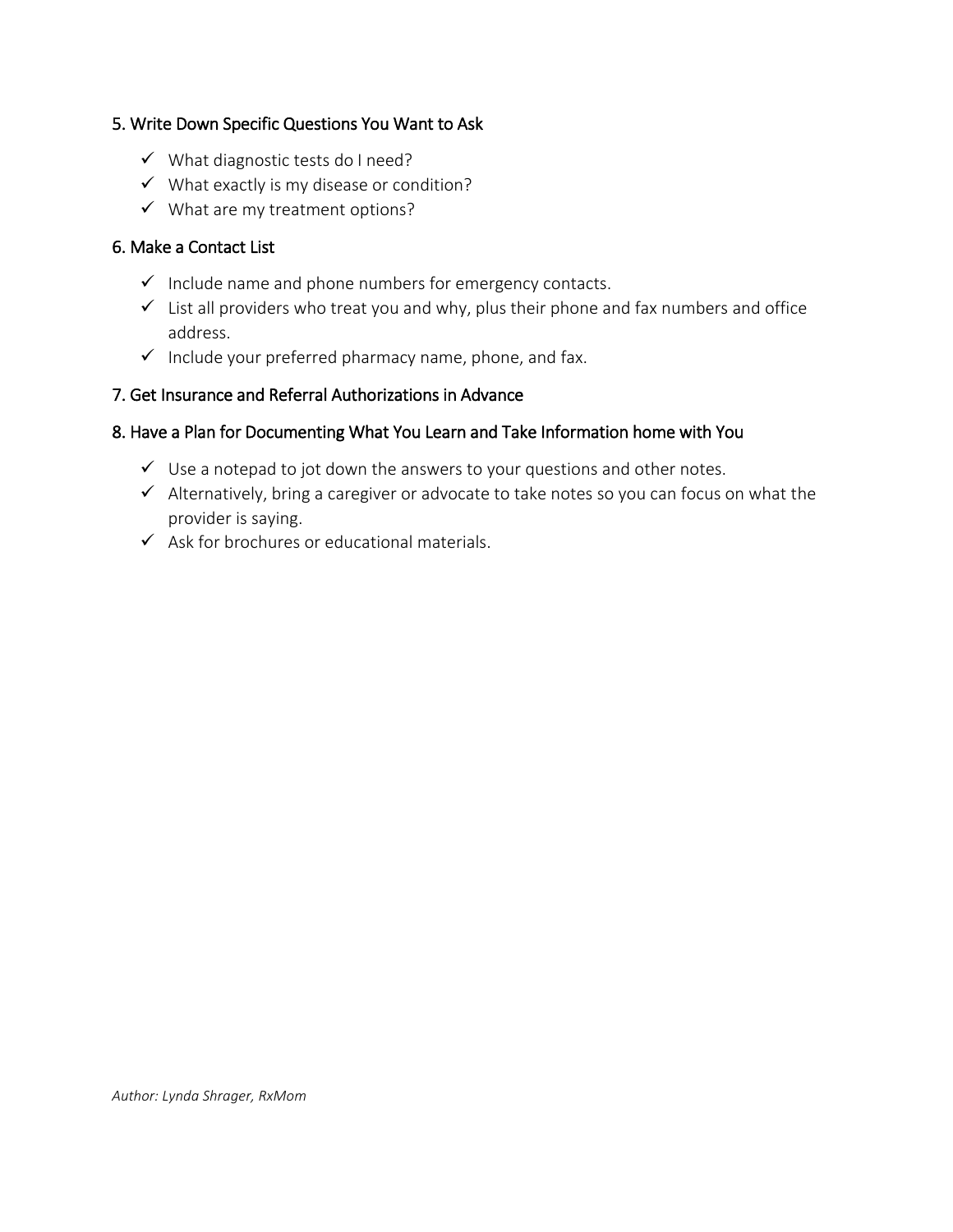### 5. Write Down Specific Questions You Want to Ask

- ✓ What diagnostic tests do I need?
- ✓ What exactly is my disease or condition?
- ✓ What are my treatment options?

### 6. Make a Contact List

- ✓ Include name and phone numbers for emergency contacts.
- ✓ List all providers who treat you and why, plus their phone and fax numbers and office address.
- ✓ Include your preferred pharmacy name, phone, and fax.

### 7. Get Insurance and Referral Authorizations in Advance

### 8. Have a Plan for Documenting What You Learn and Take Information home with You

- ✓ Use a notepad to jot down the answers to your questions and other notes.
- ✓ Alternatively, bring a caregiver or advocate to take notes so you can focus on what the provider is saying.
- ✓ Ask for brochures or educational materials.

*Author: Lynda Shrager, RxMom*